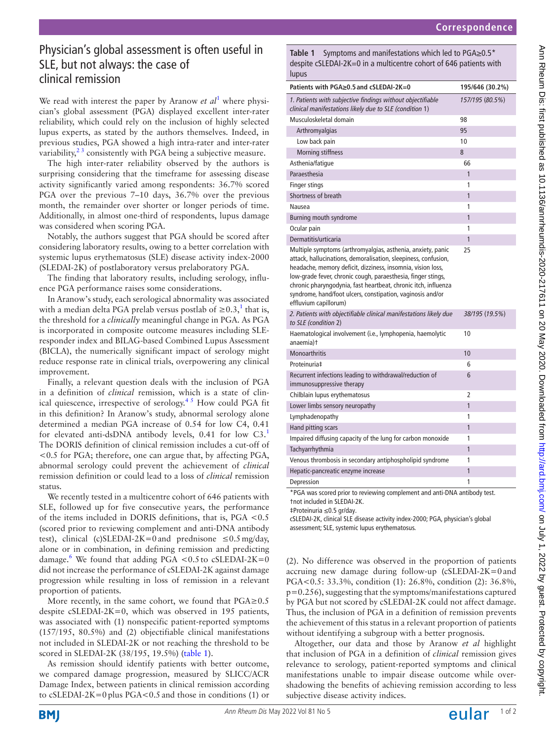# Physician's global assessment is often useful in SLE, but not always: the case of clinical remission

We read with interest the paper by Aranow *et al*[1] where physician's global assessment (PGA) displayed excellent inter-rater reliability, which could rely on the inclusion of highly selected lupus experts, as stated by the authors themselves. Indeed, in previous studies, PGA showed a high intra-rater and inter-rater variability,[2,3] consistently with PGA being a subjective measure.

The high inter-rater reliability observed by the authors is surprising considering that the timeframe for assessing disease activity significantly varied among respondents: 36.7% scored PGA over the previous 7–10 days, 36.7% over the previous month, the remainder over shorter or longer periods of time. Additionally, in almost one-third of respondents, lupus damage was considered when scoring PGA.

Notably, the authors suggest that PGA should be scored after considering laboratory results, owing to a better correlation with systemic lupus erythematosus (SLE) disease activity index-2000 (SLEDAI-2K) of postlaboratory versus prelaboratory PGA.

The finding that laboratory results, including serology, influence PGA performance raises some considerations.

In Aranow's study, each serological abnormality was associated with a median delta PGA prelab versus postlab of ≥0.3,[1] that is, the threshold for a *clinically* meaningful change in PGA. As PGA is incorporated in composite outcome measures including SLE-responder index and BILAG-based Combined Lupus Assessment (BICLA), the numerically significant impact of serology might reduce response rate in clinical trials, overpowering any clinical improvement.

Finally, a relevant question deals with the inclusion of PGA in a definition of *clinical* remission, which is a state of clinical quiescence, irrespective of serology.[4,5] How could PGA fit in this definition? In Aranow's study, abnormal serology alone determined a median PGA increase of 0.54 for low C4, 0.41 for elevated anti-dsDNA antibody levels, 0.41 for low C3.[1] The DORIS definition of clinical remission includes a cut-off of <0.5 for PGA; therefore, one can argue that, by affecting PGA, abnormal serology could prevent the achievement of *clinical* remission definition or could lead to a loss of *clinical* remission status.

We recently tested in a multicentre cohort of 646 patients with SLE, followed up for five consecutive years, the performance of the items included in DORIS definitions, that is, PGA <0.5 (scored prior to reviewing complement and anti-DNA antibody test), clinical (c)SLEDAI-2K=0 and prednisone ≤0.5 mg/day, alone or in combination, in defining remission and predicting damage.[6] We found that adding PGA <0.5 to cSLEDAI-2K=0 did not increase the performance of cSLEDAI-2K against damage progression while resulting in loss of remission in a relevant proportion of patients.

More recently, in the same cohort, we found that PGA≥0.5 despite cSLEDAI-2K=0, which was observed in 195 patients, was associated with (1) nonspecific patient-reported symptoms (157/195, 80.5%) and (2) objectifiable clinical manifestations not included in SLEDAI-2K or not reaching the threshold to be scored in SLEDAI-2K (38/195, 19.5%) (table 1).

As remission should identify patients with better outcome, we compared damage progression, measured by SLICC/ACR Damage Index, between patients in clinical remission according to cSLEDAI-2K=0 plus PGA<0.5 and those in conditions (1) or (2). No difference was observed in the proportion of patients accruing new damage during follow-up (cSLEDAI-2K=0 and PGA<0.5: 33.3%, condition (1): 26.8%, condition (2): 36.8%, p=0.256), suggesting that the symptoms/manifestations captured by PGA but not scored by cSLEDAI-2K could not affect damage. Thus, the inclusion of PGA in a definition of remission prevents the achievement of this status in a relevant proportion of patients without identifying a subgroup with a better prognosis.

Altogether, our data and those by Aranow *et al* highlight that inclusion of PGA in a definition of *clinical* remission gives relevance to serology, patient-reported symptoms and clinical manifestations unable to impair disease outcome while overshadowing the benefits of achieving remission according to less subjective disease activity indices.

**Table 1** Symptoms and manifestations which led to PGA≥0.5* despite cSLEDAI-2K=0 in a multicentre cohort of 646 patients with lupus

| Patients with PGA≥0.5 and cSLEDAI-2K=0 | 195/646 (30.2%) |
|---|---|
| *1. Patients with subjective findings without objectifiable clinical manifestations likely due to SLE (condition 1)* | *157/195 (80.5%)* |
| Musculoskeletal domain | 98 |
| Arthromyalgias | 95 |
| Low back pain | 10 |
| Morning stiffness | 8 |
| Asthenia/fatigue | 66 |
| Paraesthesia | 1 |
| Finger stings | 1 |
| Shortness of breath | 1 |
| Nausea | 1 |
| Burning mouth syndrome | 1 |
| Ocular pain | 1 |
| Dermatitis/urticaria | 1 |
| Multiple symptoms (arthromyalgias, asthenia, anxiety, panic attack, hallucinations, demoralisation, sleepiness, confusion, headache, memory deficit, dizziness, insomnia, vision loss, low-grade fever, chronic cough, paraesthesia, finger stings, chronic pharyngodynia, fast heartbeat, chronic itch, influenza syndrome, hand/foot ulcers, constipation, vaginosis and/or effluvium capillorum) | 25 |
| *2. Patients with objectifiable clinical manifestations likely due to SLE (condition 2)* | *38/195 (19.5%)* |
| Haematological involvement (i.e., lymphopenia, haemolytic anaemia)† | 10 |
| Monoarthritis | 10 |
| Proteinuria‡ | 6 |
| Recurrent infections leading to withdrawal/reduction of immunosuppressive therapy | 6 |
| Chilblain lupus erythematosus | 2 |
| Lower limbs sensory neuropathy | 1 |
| Lymphadenopathy | 1 |
| Hand pitting scars | 1 |
| Impaired diffusing capacity of the lung for carbon monoxide | 1 |
| Tachyarrhythmia | 1 |
| Venous thrombosis in secondary antiphospholipid syndrome | 1 |
| Hepatic-pancreatic enzyme increase | 1 |
| Depression | 1 |

*PGA was scored prior to reviewing complement and anti-DNA antibody test.
†not included in SLEDAI-2K.
‡Proteinuria ≤0.5 gr/day.
cSLEDAI-2K, clinical SLE disease activity index-2000; PGA, physician's global assessment; SLE, systemic lupus erythematosus.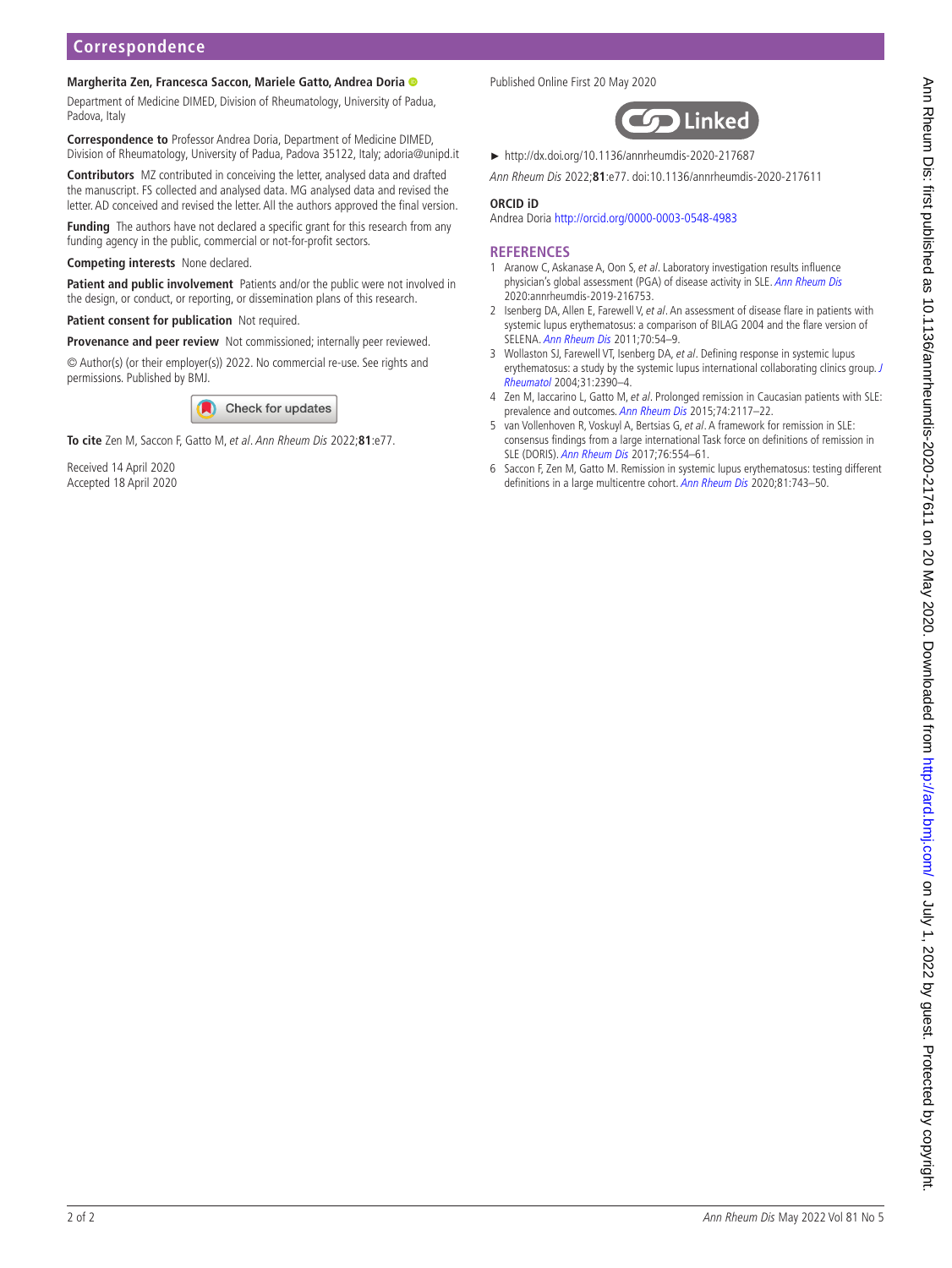**Margherita Zen, Francesca Saccon, Mariele Gatto, Andrea Doria**

Department of Medicine DIMED, Division of Rheumatology, University of Padua, Padova, Italy

**Correspondence to** Professor Andrea Doria, Department of Medicine DIMED, Division of Rheumatology, University of Padua, Padova 35122, Italy; adoria@unipd.it

**Contributors** MZ contributed in conceiving the letter, analysed data and drafted the manuscript. FS collected and analysed data. MG analysed data and revised the letter. AD conceived and revised the letter. All the authors approved the final version.

**Funding** The authors have not declared a specific grant for this research from any funding agency in the public, commercial or not-for-profit sectors.

**Competing interests** None declared.

**Patient and public involvement** Patients and/or the public were not involved in the design, or conduct, or reporting, or dissemination plans of this research.

**Patient consent for publication** Not required.

**Provenance and peer review** Not commissioned; internally peer reviewed.

© Author(s) (or their employer(s)) 2022. No commercial re-use. See rights and permissions. Published by BMJ.

**To cite** Zen M, Saccon F, Gatto M, *et al*. *Ann Rheum Dis* 2022;**81**:e77.

Received 14 April 2020
Accepted 18 April 2020
Published Online First 20 May 2020

► http://dx.doi.org/10.1136/annrheumdis-2020-217687

*Ann Rheum Dis* 2022;**81**:e77. doi:10.1136/annrheumdis-2020-217611

**ORCID iD**

Andrea Doria http://orcid.org/0000-0003-0548-4983

## REFERENCES

1. Aranow C, Askanase A, Oon S, *et al*. Laboratory investigation results influence physician's global assessment (PGA) of disease activity in SLE. *Ann Rheum Dis* 2020:annrheumdis-2019-216753.
2. Isenberg DA, Allen E, Farewell V, *et al*. An assessment of disease flare in patients with systemic lupus erythematosus: a comparison of BILAG 2004 and the flare version of SELENA. *Ann Rheum Dis* 2011;70:54–9.
3. Wollaston SJ, Farewell VT, Isenberg DA, *et al*. Defining response in systemic lupus erythematosus: a study by the systemic lupus international collaborating clinics group. *J Rheumatol* 2004;31:2390–4.
4. Zen M, Iaccarino L, Gatto M, *et al*. Prolonged remission in Caucasian patients with SLE: prevalence and outcomes. *Ann Rheum Dis* 2015;74:2117–22.
5. van Vollenhoven R, Voskuyl A, Bertsias G, *et al*. A framework for remission in SLE: consensus findings from a large international Task force on definitions of remission in SLE (DORIS). *Ann Rheum Dis* 2017;76:554–61.
6. Saccon F, Zen M, Gatto M. Remission in systemic lupus erythematosus: testing different definitions in a large multicentre cohort. *Ann Rheum Dis* 2020;81:743–50.